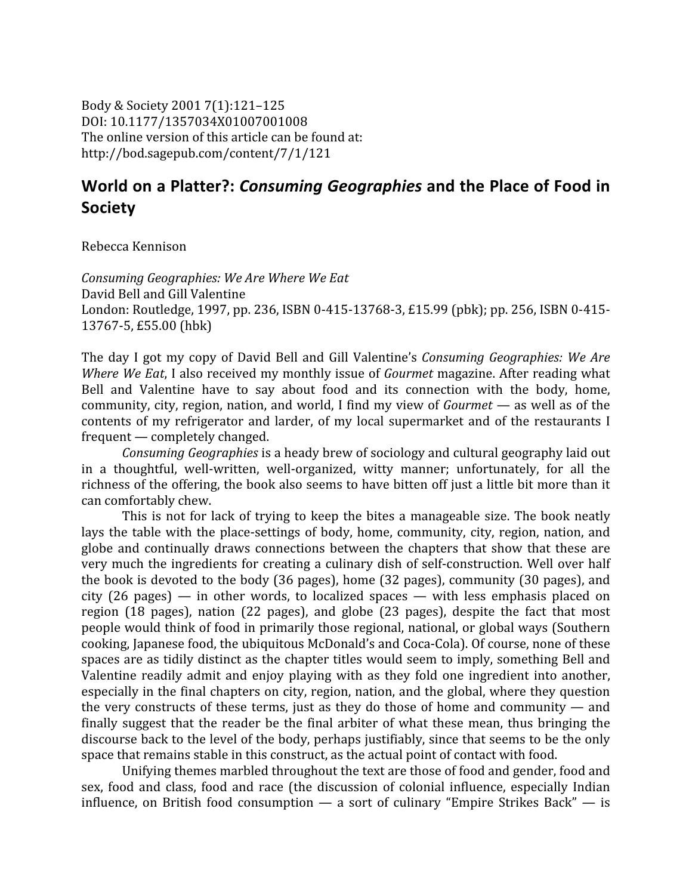Body & Society 2001 7(1):121–125
DOI: 10.1177/1357034X01007001008
The online version of this article can be found at:
http://bod.sagepub.com/content/7/1/121

# World on a Platter?: *Consuming Geographies* and the Place of Food in Society

Rebecca Kennison

*Consuming Geographies: We Are Where We Eat*
David Bell and Gill Valentine
London: Routledge, 1997, pp. 236, ISBN 0-415-13768-3, £15.99 (pbk); pp. 256, ISBN 0-415-13767-5, £55.00 (hbk)

The day I got my copy of David Bell and Gill Valentine's *Consuming Geographies: We Are Where We Eat*, I also received my monthly issue of *Gourmet* magazine. After reading what Bell and Valentine have to say about food and its connection with the body, home, community, city, region, nation, and world, I find my view of *Gourmet* — as well as of the contents of my refrigerator and larder, of my local supermarket and of the restaurants I frequent — completely changed.

*Consuming Geographies* is a heady brew of sociology and cultural geography laid out in a thoughtful, well-written, well-organized, witty manner; unfortunately, for all the richness of the offering, the book also seems to have bitten off just a little bit more than it can comfortably chew.

This is not for lack of trying to keep the bites a manageable size. The book neatly lays the table with the place-settings of body, home, community, city, region, nation, and globe and continually draws connections between the chapters that show that these are very much the ingredients for creating a culinary dish of self-construction. Well over half the book is devoted to the body (36 pages), home (32 pages), community (30 pages), and city (26 pages) — in other words, to localized spaces — with less emphasis placed on region (18 pages), nation (22 pages), and globe (23 pages), despite the fact that most people would think of food in primarily those regional, national, or global ways (Southern cooking, Japanese food, the ubiquitous McDonald's and Coca-Cola). Of course, none of these spaces are as tidily distinct as the chapter titles would seem to imply, something Bell and Valentine readily admit and enjoy playing with as they fold one ingredient into another, especially in the final chapters on city, region, nation, and the global, where they question the very constructs of these terms, just as they do those of home and community — and finally suggest that the reader be the final arbiter of what these mean, thus bringing the discourse back to the level of the body, perhaps justifiably, since that seems to be the only space that remains stable in this construct, as the actual point of contact with food.

Unifying themes marbled throughout the text are those of food and gender, food and sex, food and class, food and race (the discussion of colonial influence, especially Indian influence, on British food consumption — a sort of culinary "Empire Strikes Back" — is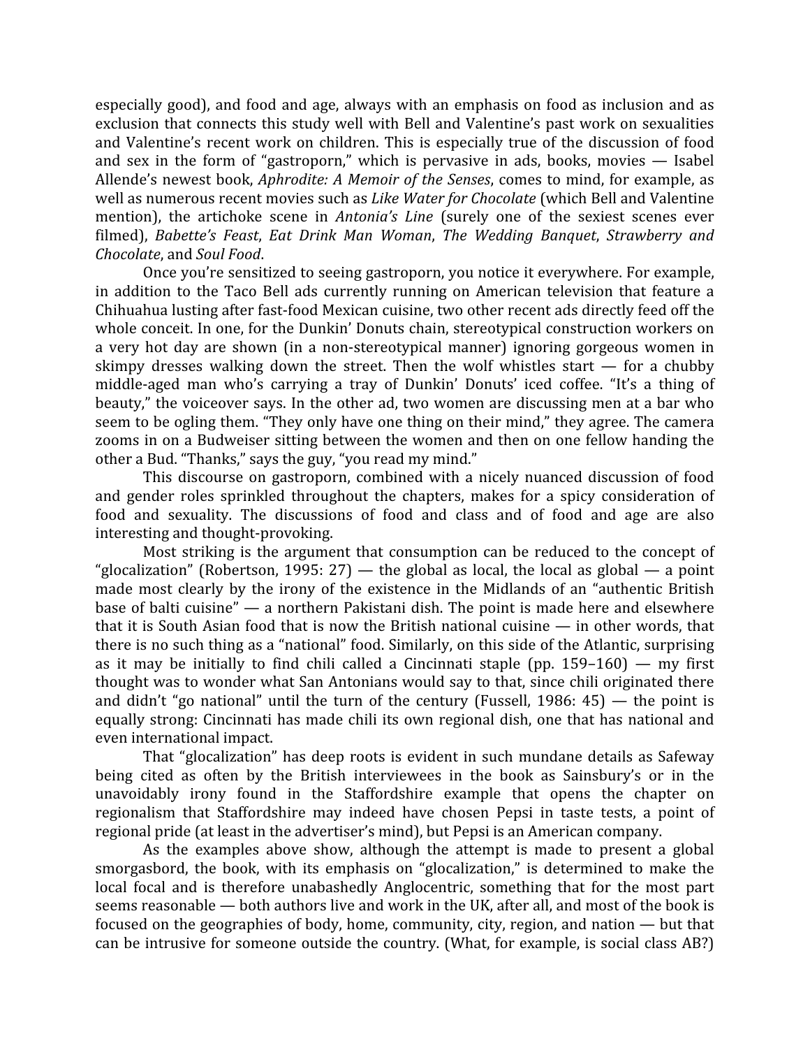especially good), and food and age, always with an emphasis on food as inclusion and as exclusion that connects this study well with Bell and Valentine's past work on sexualities and Valentine's recent work on children. This is especially true of the discussion of food and sex in the form of "gastroporn," which is pervasive in ads, books, movies — Isabel Allende's newest book, *Aphrodite: A Memoir of the Senses*, comes to mind, for example, as well as numerous recent movies such as *Like Water for Chocolate* (which Bell and Valentine mention), the artichoke scene in *Antonia's Line* (surely one of the sexiest scenes ever filmed), *Babette's Feast*, *Eat Drink Man Woman*, *The Wedding Banquet*, *Strawberry and Chocolate*, and *Soul Food*.

Once you're sensitized to seeing gastroporn, you notice it everywhere. For example, in addition to the Taco Bell ads currently running on American television that feature a Chihuahua lusting after fast-food Mexican cuisine, two other recent ads directly feed off the whole conceit. In one, for the Dunkin' Donuts chain, stereotypical construction workers on a very hot day are shown (in a non-stereotypical manner) ignoring gorgeous women in skimpy dresses walking down the street. Then the wolf whistles start — for a chubby middle-aged man who's carrying a tray of Dunkin' Donuts' iced coffee. "It's a thing of beauty," the voiceover says. In the other ad, two women are discussing men at a bar who seem to be ogling them. "They only have one thing on their mind," they agree. The camera zooms in on a Budweiser sitting between the women and then on one fellow handing the other a Bud. "Thanks," says the guy, "you read my mind."

This discourse on gastroporn, combined with a nicely nuanced discussion of food and gender roles sprinkled throughout the chapters, makes for a spicy consideration of food and sexuality. The discussions of food and class and of food and age are also interesting and thought-provoking.

Most striking is the argument that consumption can be reduced to the concept of "glocalization" (Robertson, 1995: 27) — the global as local, the local as global — a point made most clearly by the irony of the existence in the Midlands of an "authentic British base of balti cuisine" — a northern Pakistani dish. The point is made here and elsewhere that it is South Asian food that is now the British national cuisine — in other words, that there is no such thing as a "national" food. Similarly, on this side of the Atlantic, surprising as it may be initially to find chili called a Cincinnati staple (pp. 159–160) — my first thought was to wonder what San Antonians would say to that, since chili originated there and didn't "go national" until the turn of the century (Fussell, 1986: 45) — the point is equally strong: Cincinnati has made chili its own regional dish, one that has national and even international impact.

That "glocalization" has deep roots is evident in such mundane details as Safeway being cited as often by the British interviewees in the book as Sainsbury's or in the unavoidably irony found in the Staffordshire example that opens the chapter on regionalism that Staffordshire may indeed have chosen Pepsi in taste tests, a point of regional pride (at least in the advertiser's mind), but Pepsi is an American company.

As the examples above show, although the attempt is made to present a global smorgasbord, the book, with its emphasis on "glocalization," is determined to make the local focal and is therefore unabashedly Anglocentric, something that for the most part seems reasonable — both authors live and work in the UK, after all, and most of the book is focused on the geographies of body, home, community, city, region, and nation — but that can be intrusive for someone outside the country. (What, for example, is social class AB?)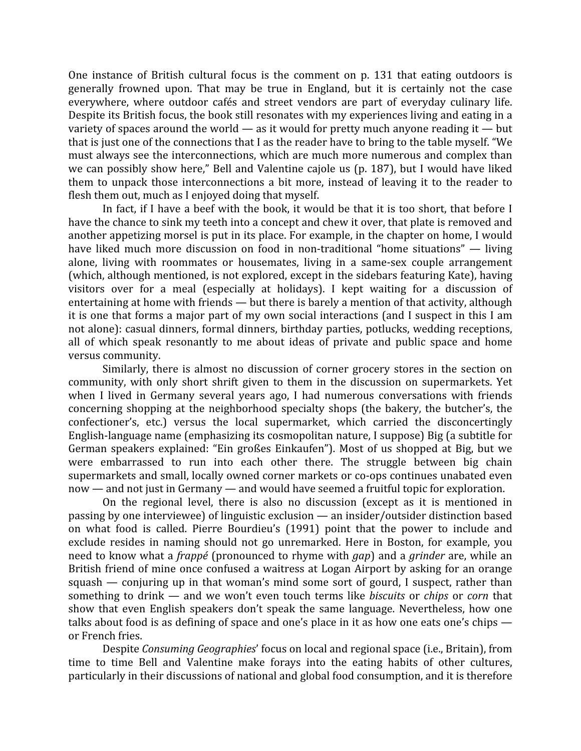One instance of British cultural focus is the comment on p. 131 that eating outdoors is generally frowned upon. That may be true in England, but it is certainly not the case everywhere, where outdoor cafés and street vendors are part of everyday culinary life. Despite its British focus, the book still resonates with my experiences living and eating in a variety of spaces around the world — as it would for pretty much anyone reading it — but that is just one of the connections that I as the reader have to bring to the table myself. "We must always see the interconnections, which are much more numerous and complex than we can possibly show here," Bell and Valentine cajole us (p. 187), but I would have liked them to unpack those interconnections a bit more, instead of leaving it to the reader to flesh them out, much as I enjoyed doing that myself.

In fact, if I have a beef with the book, it would be that it is too short, that before I have the chance to sink my teeth into a concept and chew it over, that plate is removed and another appetizing morsel is put in its place. For example, in the chapter on home, I would have liked much more discussion on food in non-traditional "home situations" — living alone, living with roommates or housemates, living in a same-sex couple arrangement (which, although mentioned, is not explored, except in the sidebars featuring Kate), having visitors over for a meal (especially at holidays). I kept waiting for a discussion of entertaining at home with friends — but there is barely a mention of that activity, although it is one that forms a major part of my own social interactions (and I suspect in this I am not alone): casual dinners, formal dinners, birthday parties, potlucks, wedding receptions, all of which speak resonantly to me about ideas of private and public space and home versus community.

Similarly, there is almost no discussion of corner grocery stores in the section on community, with only short shrift given to them in the discussion on supermarkets. Yet when I lived in Germany several years ago, I had numerous conversations with friends concerning shopping at the neighborhood specialty shops (the bakery, the butcher's, the confectioner's, etc.) versus the local supermarket, which carried the disconcertingly English-language name (emphasizing its cosmopolitan nature, I suppose) Big (a subtitle for German speakers explained: "Ein großes Einkaufen"). Most of us shopped at Big, but we were embarrassed to run into each other there. The struggle between big chain supermarkets and small, locally owned corner markets or co-ops continues unabated even now — and not just in Germany — and would have seemed a fruitful topic for exploration.

On the regional level, there is also no discussion (except as it is mentioned in passing by one interviewee) of linguistic exclusion — an insider/outsider distinction based on what food is called. Pierre Bourdieu's (1991) point that the power to include and exclude resides in naming should not go unremarked. Here in Boston, for example, you need to know what a *frappé* (pronounced to rhyme with *gap*) and a *grinder* are, while an British friend of mine once confused a waitress at Logan Airport by asking for an orange squash — conjuring up in that woman's mind some sort of gourd, I suspect, rather than something to drink — and we won't even touch terms like *biscuits* or *chips* or *corn* that show that even English speakers don't speak the same language. Nevertheless, how one talks about food is as defining of space and one's place in it as how one eats one's chips — or French fries.

Despite *Consuming Geographies*' focus on local and regional space (i.e., Britain), from time to time Bell and Valentine make forays into the eating habits of other cultures, particularly in their discussions of national and global food consumption, and it is therefore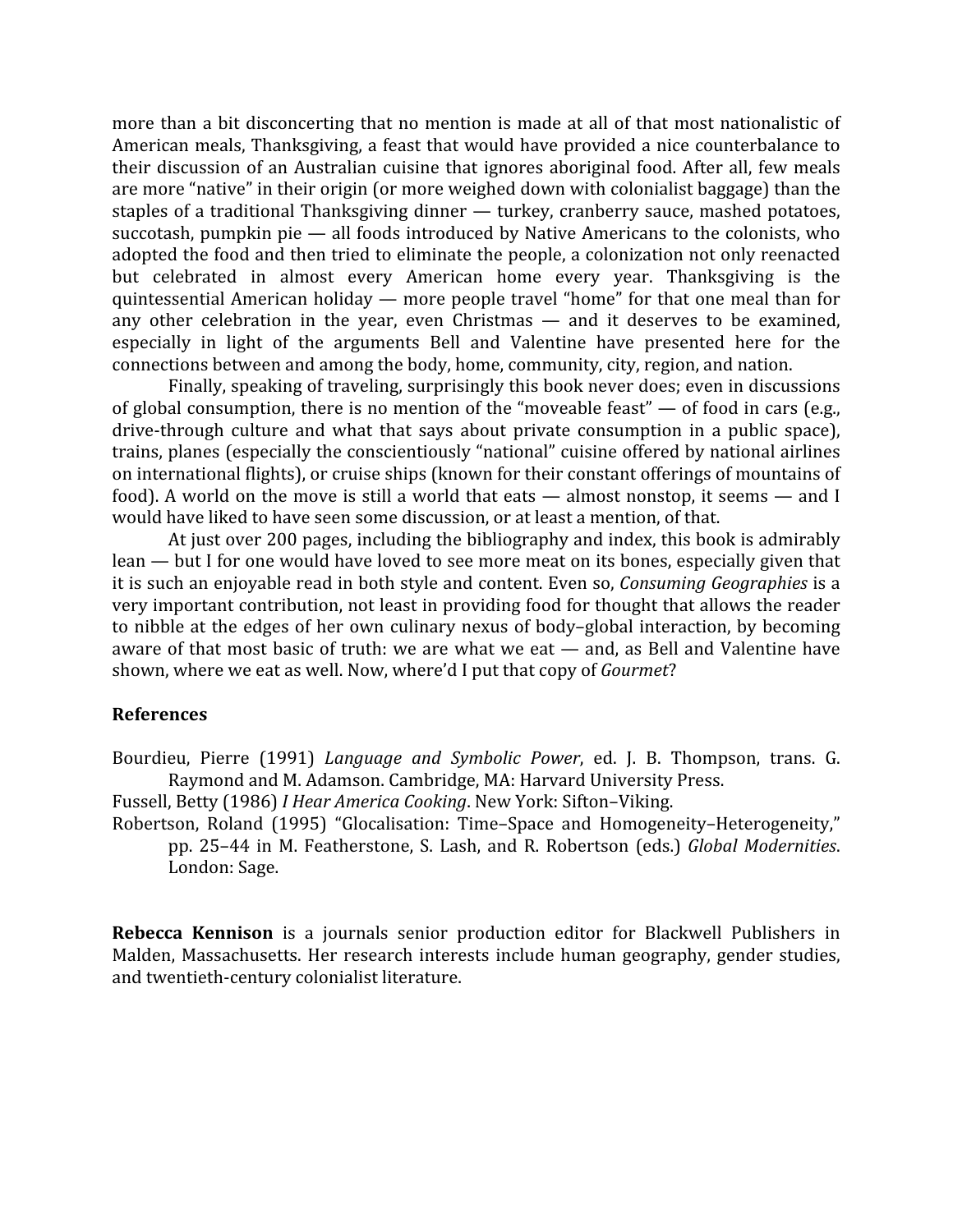more than a bit disconcerting that no mention is made at all of that most nationalistic of American meals, Thanksgiving, a feast that would have provided a nice counterbalance to their discussion of an Australian cuisine that ignores aboriginal food. After all, few meals are more "native" in their origin (or more weighed down with colonialist baggage) than the staples of a traditional Thanksgiving dinner — turkey, cranberry sauce, mashed potatoes, succotash, pumpkin pie — all foods introduced by Native Americans to the colonists, who adopted the food and then tried to eliminate the people, a colonization not only reenacted but celebrated in almost every American home every year. Thanksgiving is the quintessential American holiday — more people travel "home" for that one meal than for any other celebration in the year, even Christmas — and it deserves to be examined, especially in light of the arguments Bell and Valentine have presented here for the connections between and among the body, home, community, city, region, and nation.

Finally, speaking of traveling, surprisingly this book never does; even in discussions of global consumption, there is no mention of the "moveable feast" — of food in cars (e.g., drive-through culture and what that says about private consumption in a public space), trains, planes (especially the conscientiously "national" cuisine offered by national airlines on international flights), or cruise ships (known for their constant offerings of mountains of food). A world on the move is still a world that eats — almost nonstop, it seems — and I would have liked to have seen some discussion, or at least a mention, of that.

At just over 200 pages, including the bibliography and index, this book is admirably lean — but I for one would have loved to see more meat on its bones, especially given that it is such an enjoyable read in both style and content. Even so, *Consuming Geographies* is a very important contribution, not least in providing food for thought that allows the reader to nibble at the edges of her own culinary nexus of body–global interaction, by becoming aware of that most basic of truth: we are what we eat — and, as Bell and Valentine have shown, where we eat as well. Now, where'd I put that copy of *Gourmet*?

**References**

Bourdieu, Pierre (1991) *Language and Symbolic Power*, ed. J. B. Thompson, trans. G. Raymond and M. Adamson. Cambridge, MA: Harvard University Press.

Fussell, Betty (1986) *I Hear America Cooking*. New York: Sifton–Viking.

Robertson, Roland (1995) "Glocalisation: Time–Space and Homogeneity–Heterogeneity," pp. 25–44 in M. Featherstone, S. Lash, and R. Robertson (eds.) *Global Modernities*. London: Sage.

**Rebecca Kennison** is a journals senior production editor for Blackwell Publishers in Malden, Massachusetts. Her research interests include human geography, gender studies, and twentieth-century colonialist literature.